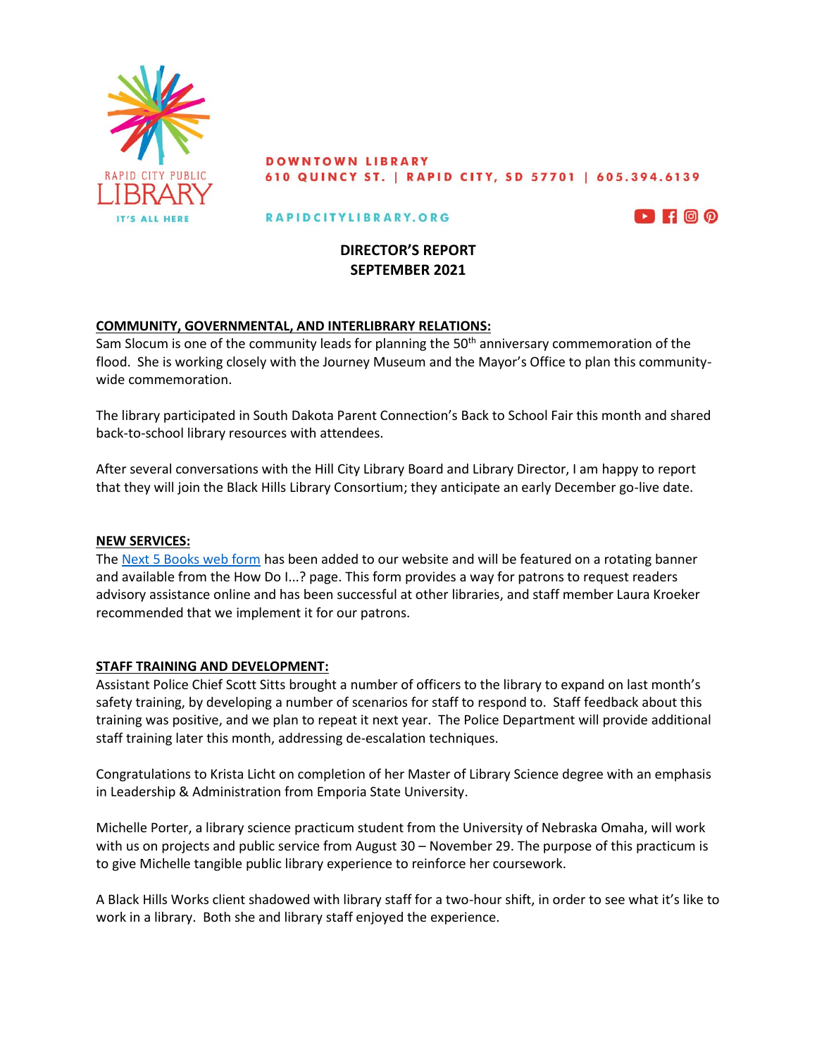RAPID CITY PUBLIC LIBRARY
IT'S ALL HERE

**DOWNTOWN LIBRARY**
**610 QUINCY ST. | RAPID CITY, SD 57701 | 605.394.6139**

**RAPIDCITYLIBRARY.ORG**

# DIRECTOR'S REPORT
# SEPTEMBER 2021

## COMMUNITY, GOVERNMENTAL, AND INTERLIBRARY RELATIONS:

Sam Slocum is one of the community leads for planning the 50th anniversary commemoration of the flood. She is working closely with the Journey Museum and the Mayor's Office to plan this community-wide commemoration.

The library participated in South Dakota Parent Connection's Back to School Fair this month and shared back-to-school library resources with attendees.

After several conversations with the Hill City Library Board and Library Director, I am happy to report that they will join the Black Hills Library Consortium; they anticipate an early December go-live date.

## NEW SERVICES:

The Next 5 Books web form has been added to our website and will be featured on a rotating banner and available from the How Do I...? page. This form provides a way for patrons to request readers advisory assistance online and has been successful at other libraries, and staff member Laura Kroeker recommended that we implement it for our patrons.

## STAFF TRAINING AND DEVELOPMENT:

Assistant Police Chief Scott Sitts brought a number of officers to the library to expand on last month's safety training, by developing a number of scenarios for staff to respond to. Staff feedback about this training was positive, and we plan to repeat it next year. The Police Department will provide additional staff training later this month, addressing de-escalation techniques.

Congratulations to Krista Licht on completion of her Master of Library Science degree with an emphasis in Leadership & Administration from Emporia State University.

Michelle Porter, a library science practicum student from the University of Nebraska Omaha, will work with us on projects and public service from August 30 – November 29. The purpose of this practicum is to give Michelle tangible public library experience to reinforce her coursework.

A Black Hills Works client shadowed with library staff for a two-hour shift, in order to see what it's like to work in a library. Both she and library staff enjoyed the experience.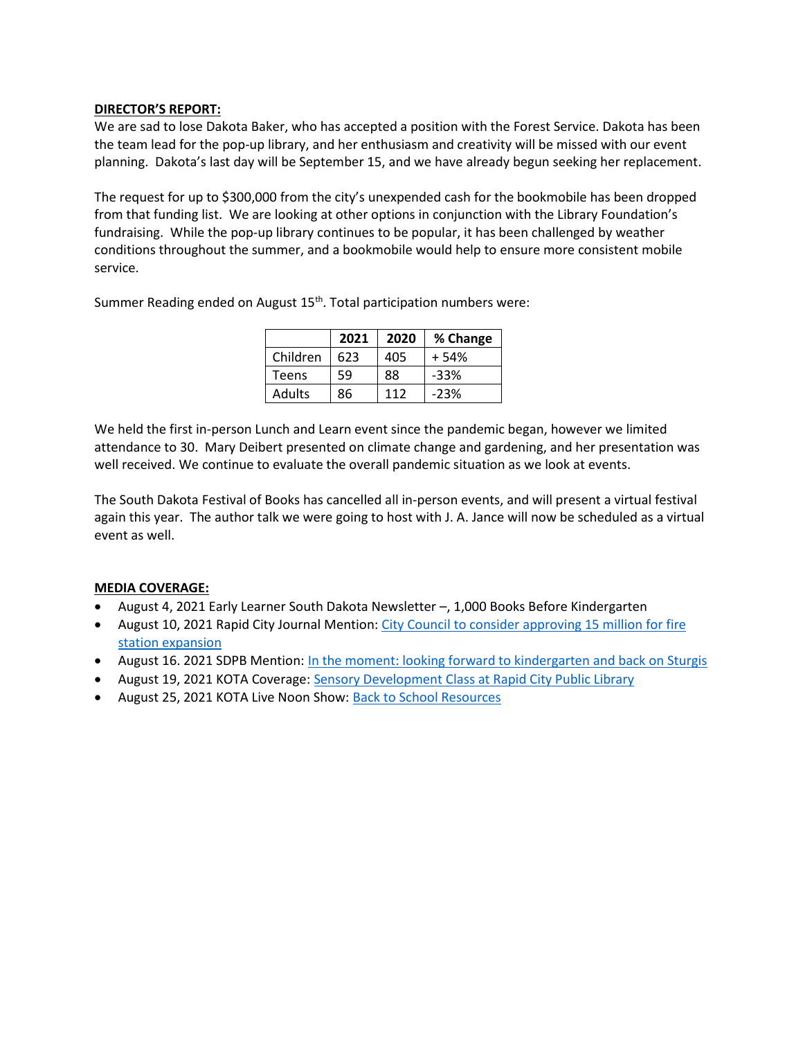**DIRECTOR'S REPORT:**

We are sad to lose Dakota Baker, who has accepted a position with the Forest Service. Dakota has been the team lead for the pop-up library, and her enthusiasm and creativity will be missed with our event planning. Dakota's last day will be September 15, and we have already begun seeking her replacement.

The request for up to $300,000 from the city's unexpended cash for the bookmobile has been dropped from that funding list. We are looking at other options in conjunction with the Library Foundation's fundraising. While the pop-up library continues to be popular, it has been challenged by weather conditions throughout the summer, and a bookmobile would help to ensure more consistent mobile service.

Summer Reading ended on August 15th. Total participation numbers were:

| | 2021 | 2020 | % Change |
|---|---|---|---|
| Children | 623 | 405 | + 54% |
| Teens | 59 | 88 | -33% |
| Adults | 86 | 112 | -23% |

We held the first in-person Lunch and Learn event since the pandemic began, however we limited attendance to 30. Mary Deibert presented on climate change and gardening, and her presentation was well received. We continue to evaluate the overall pandemic situation as we look at events.

The South Dakota Festival of Books has cancelled all in-person events, and will present a virtual festival again this year. The author talk we were going to host with J. A. Jance will now be scheduled as a virtual event as well.

**MEDIA COVERAGE:**

- August 4, 2021 Early Learner South Dakota Newsletter –, 1,000 Books Before Kindergarten
- August 10, 2021 Rapid City Journal Mention: City Council to consider approving 15 million for fire station expansion
- August 16. 2021 SDPB Mention: In the moment: looking forward to kindergarten and back on Sturgis
- August 19, 2021 KOTA Coverage: Sensory Development Class at Rapid City Public Library
- August 25, 2021 KOTA Live Noon Show: Back to School Resources